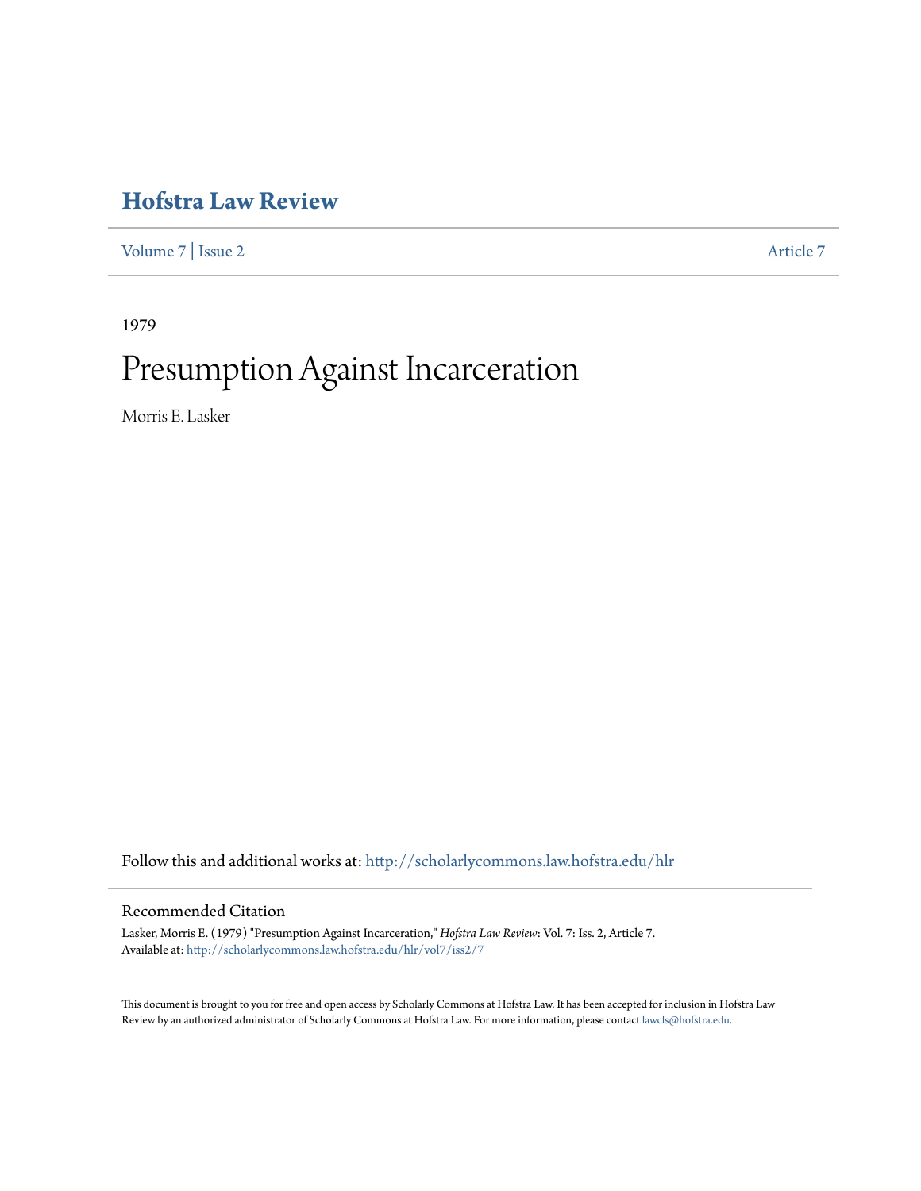# Hofstra Law Review

Volume 7 | Issue 2 Article 7

1979

# Presumption Against Incarceration

Morris E. Lasker

Follow this and additional works at: http://scholarlycommons.law.hofstra.edu/hlr

## Recommended Citation

Lasker, Morris E. (1979) "Presumption Against Incarceration," *Hofstra Law Review*: Vol. 7: Iss. 2, Article 7.
Available at: http://scholarlycommons.law.hofstra.edu/hlr/vol7/iss2/7

This document is brought to you for free and open access by Scholarly Commons at Hofstra Law. It has been accepted for inclusion in Hofstra Law Review by an authorized administrator of Scholarly Commons at Hofstra Law. For more information, please contact lawcls@hofstra.edu.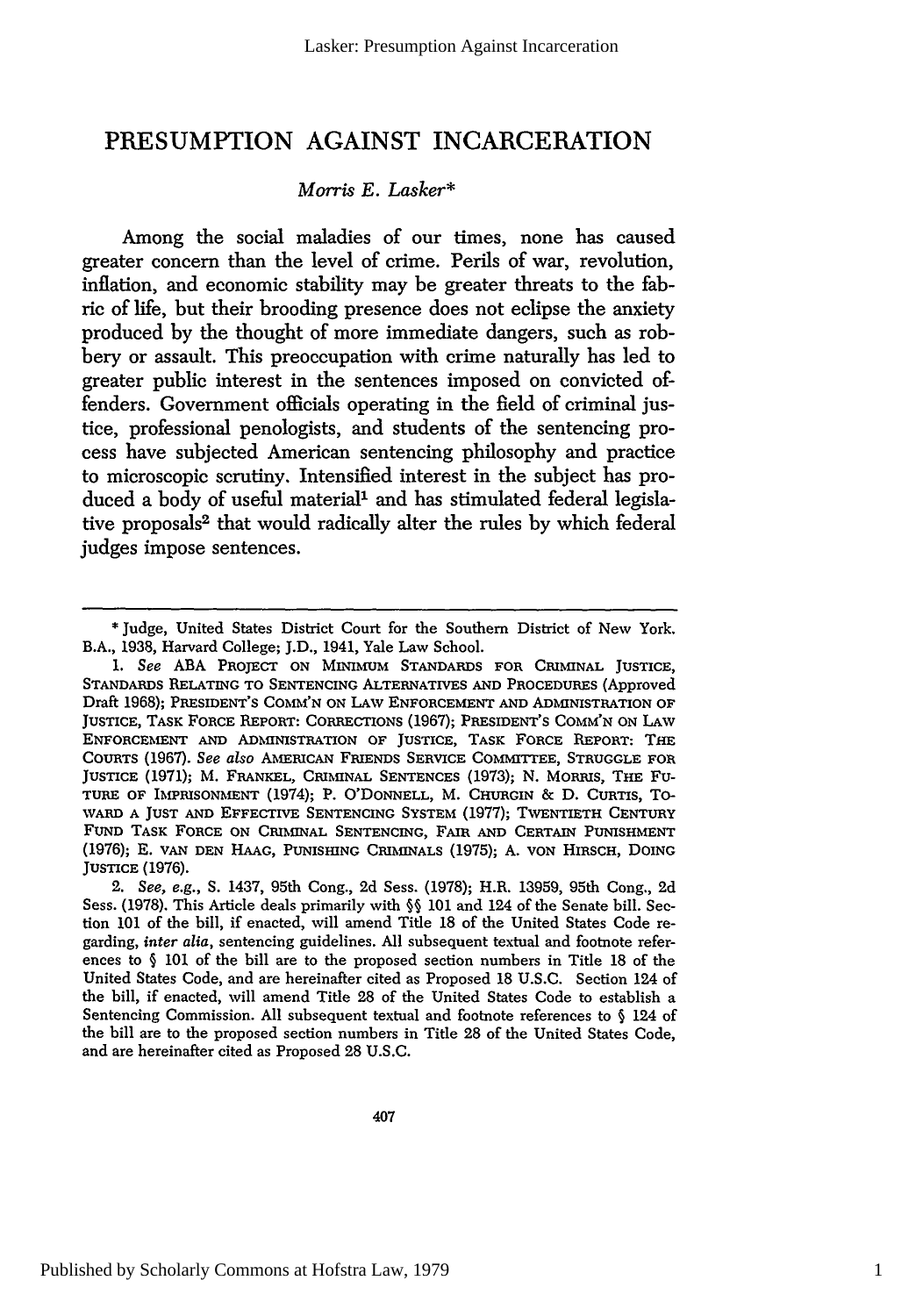# PRESUMPTION AGAINST INCARCERATION

*Morris E. Lasker**

Among the social maladies of our times, none has caused greater concern than the level of crime. Perils of war, revolution, inflation, and economic stability may be greater threats to the fabric of life, but their brooding presence does not eclipse the anxiety produced by the thought of more immediate dangers, such as robbery or assault. This preoccupation with crime naturally has led to greater public interest in the sentences imposed on convicted offenders. Government officials operating in the field of criminal justice, professional penologists, and students of the sentencing process have subjected American sentencing philosophy and practice to microscopic scrutiny. Intensified interest in the subject has produced a body of useful material[1] and has stimulated federal legislative proposals[2] that would radically alter the rules by which federal judges impose sentences.

---

\* Judge, United States District Court for the Southern District of New York. B.A., 1938, Harvard College; J.D., 1941, Yale Law School.

1. *See* ABA PROJECT ON MINIMUM STANDARDS FOR CRIMINAL JUSTICE, STANDARDS RELATING TO SENTENCING ALTERNATIVES AND PROCEDURES (Approved Draft 1968); PRESIDENT'S COMM'N ON LAW ENFORCEMENT AND ADMINISTRATION OF JUSTICE, TASK FORCE REPORT: CORRECTIONS (1967); PRESIDENT'S COMM'N ON LAW ENFORCEMENT AND ADMINISTRATION OF JUSTICE, TASK FORCE REPORT: THE COURTS (1967). *See also* AMERICAN FRIENDS SERVICE COMMITTEE, STRUGGLE FOR JUSTICE (1971); M. FRANKEL, CRIMINAL SENTENCES (1973); N. MORRIS, THE FUTURE OF IMPRISONMENT (1974); P. O'DONNELL, M. CHURGIN & D. CURTIS, TOWARD A JUST AND EFFECTIVE SENTENCING SYSTEM (1977); TWENTIETH CENTURY FUND TASK FORCE ON CRIMINAL SENTENCING, FAIR AND CERTAIN PUNISHMENT (1976); E. VAN DEN HAAG, PUNISHING CRIMINALS (1975); A. VON HIRSCH, DOING JUSTICE (1976).

2. *See, e.g.*, S. 1437, 95th Cong., 2d Sess. (1978); H.R. 13959, 95th Cong., 2d Sess. (1978). This Article deals primarily with §§ 101 and 124 of the Senate bill. Section 101 of the bill, if enacted, will amend Title 18 of the United States Code regarding, *inter alia*, sentencing guidelines. All subsequent textual and footnote references to § 101 of the bill are to the proposed section numbers in Title 18 of the United States Code, and are hereinafter cited as Proposed 18 U.S.C. Section 124 of the bill, if enacted, will amend Title 28 of the United States Code to establish a Sentencing Commission. All subsequent textual and footnote references to § 124 of the bill are to the proposed section numbers in Title 28 of the United States Code, and are hereinafter cited as Proposed 28 U.S.C.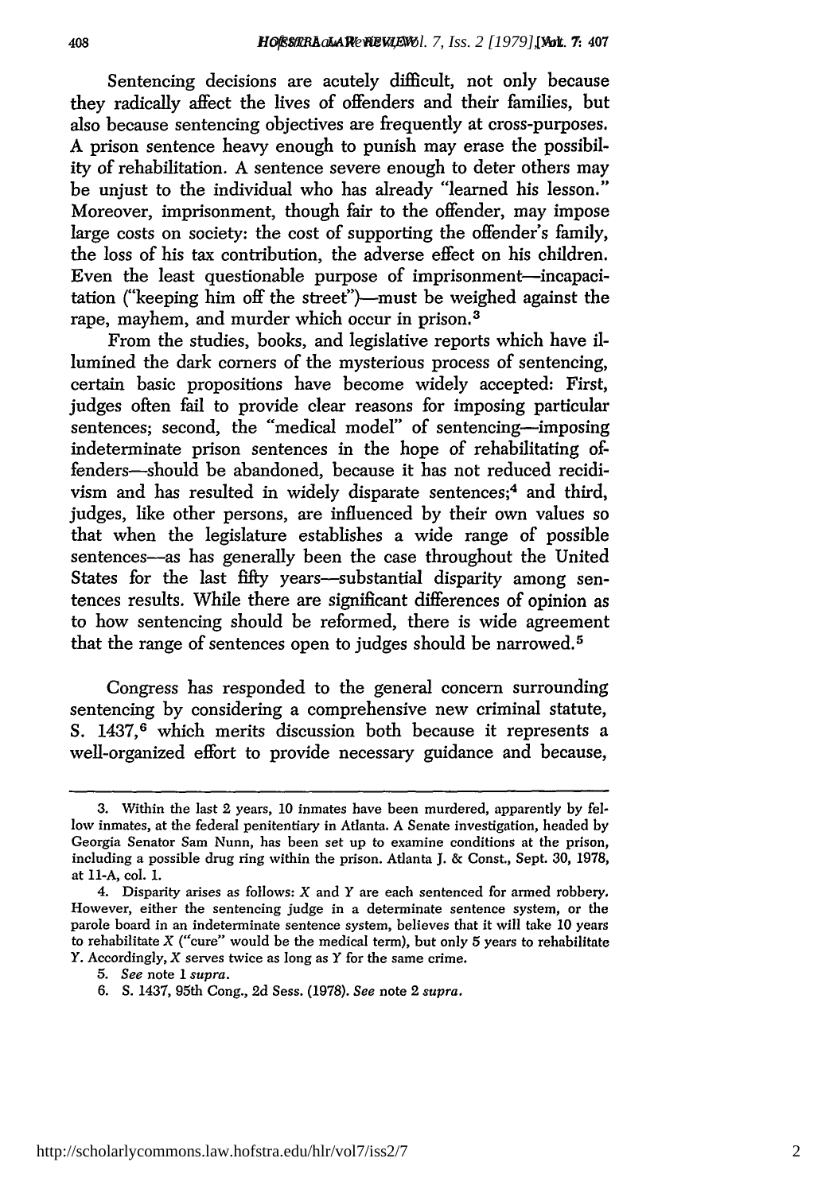Sentencing decisions are acutely difficult, not only because they radically affect the lives of offenders and their families, but also because sentencing objectives are frequently at cross-purposes. A prison sentence heavy enough to punish may erase the possibility of rehabilitation. A sentence severe enough to deter others may be unjust to the individual who has already "learned his lesson." Moreover, imprisonment, though fair to the offender, may impose large costs on society: the cost of supporting the offender's family, the loss of his tax contribution, the adverse effect on his children. Even the least questionable purpose of imprisonment—incapacitation ("keeping him off the street")—must be weighed against the rape, mayhem, and murder which occur in prison.[3]

From the studies, books, and legislative reports which have illumined the dark corners of the mysterious process of sentencing, certain basic propositions have become widely accepted: First, judges often fail to provide clear reasons for imposing particular sentences; second, the "medical model" of sentencing—imposing indeterminate prison sentences in the hope of rehabilitating offenders—should be abandoned, because it has not reduced recidivism and has resulted in widely disparate sentences;[4] and third, judges, like other persons, are influenced by their own values so that when the legislature establishes a wide range of possible sentences—as has generally been the case throughout the United States for the last fifty years—substantial disparity among sentences results. While there are significant differences of opinion as to how sentencing should be reformed, there is wide agreement that the range of sentences open to judges should be narrowed.[5]

Congress has responded to the general concern surrounding sentencing by considering a comprehensive new criminal statute, S. 1437,[6] which merits discussion both because it represents a well-organized effort to provide necessary guidance and because,

---

3. Within the last 2 years, 10 inmates have been murdered, apparently by fellow inmates, at the federal penitentiary in Atlanta. A Senate investigation, headed by Georgia Senator Sam Nunn, has been set up to examine conditions at the prison, including a possible drug ring within the prison. Atlanta J. & Const., Sept. 30, 1978, at 11-A, col. 1.

4. Disparity arises as follows: *X* and *Y* are each sentenced for armed robbery. However, either the sentencing judge in a determinate sentence system, or the parole board in an indeterminate sentence system, believes that it will take 10 years to rehabilitate *X* ("cure" would be the medical term), but only 5 years to rehabilitate *Y*. Accordingly, *X* serves twice as long as *Y* for the same crime.

5. *See* note 1 *supra*.

6. S. 1437, 95th Cong., 2d Sess. (1978). *See* note 2 *supra*.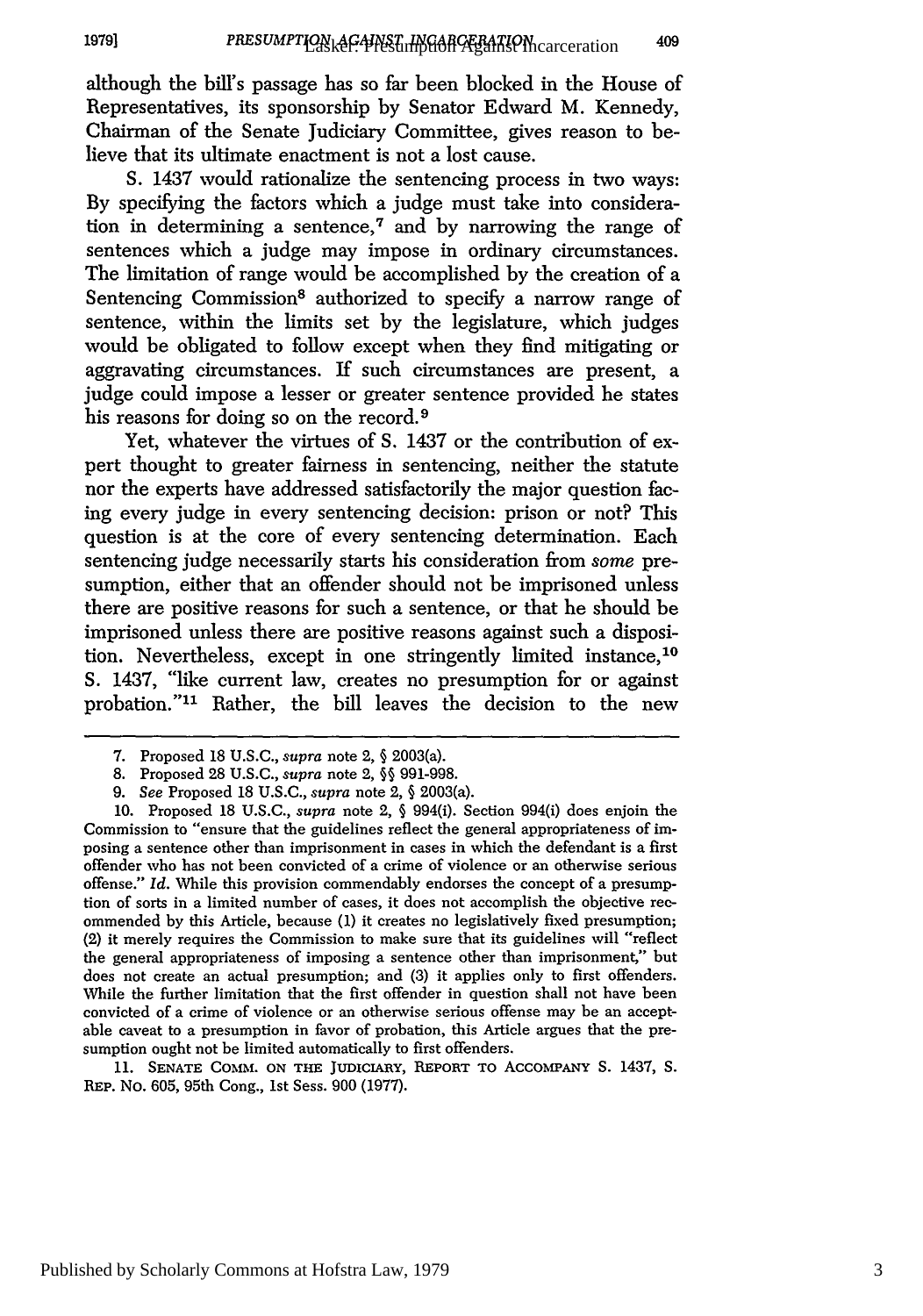although the bill's passage has so far been blocked in the House of Representatives, its sponsorship by Senator Edward M. Kennedy, Chairman of the Senate Judiciary Committee, gives reason to believe that its ultimate enactment is not a lost cause.

S. 1437 would rationalize the sentencing process in two ways: By specifying the factors which a judge must take into consideration in determining a sentence,[7] and by narrowing the range of sentences which a judge may impose in ordinary circumstances. The limitation of range would be accomplished by the creation of a Sentencing Commission[8] authorized to specify a narrow range of sentence, within the limits set by the legislature, which judges would be obligated to follow except when they find mitigating or aggravating circumstances. If such circumstances are present, a judge could impose a lesser or greater sentence provided he states his reasons for doing so on the record.[9]

Yet, whatever the virtues of S. 1437 or the contribution of expert thought to greater fairness in sentencing, neither the statute nor the experts have addressed satisfactorily the major question facing every judge in every sentencing decision: prison or not? This question is at the core of every sentencing determination. Each sentencing judge necessarily starts his consideration from *some* presumption, either that an offender should not be imprisoned unless there are positive reasons for such a sentence, or that he should be imprisoned unless there are positive reasons against such a disposition. Nevertheless, except in one stringently limited instance,[10] S. 1437, "like current law, creates no presumption for or against probation."[11] Rather, the bill leaves the decision to the new

---

7. Proposed 18 U.S.C., *supra* note 2, § 2003(a).

8. Proposed 28 U.S.C., *supra* note 2, §§ 991-998.

9. *See* Proposed 18 U.S.C., *supra* note 2, § 2003(a).

10. Proposed 18 U.S.C., *supra* note 2, § 994(i). Section 994(i) does enjoin the Commission to "ensure that the guidelines reflect the general appropriateness of imposing a sentence other than imprisonment in cases in which the defendant is a first offender who has not been convicted of a crime of violence or an otherwise serious offense." *Id.* While this provision commendably endorses the concept of a presumption of sorts in a limited number of cases, it does not accomplish the objective recommended by this Article, because (1) it creates no legislatively fixed presumption; (2) it merely requires the Commission to make sure that its guidelines will "reflect the general appropriateness of imposing a sentence other than imprisonment," but does not create an actual presumption; and (3) it applies only to first offenders. While the further limitation that the first offender in question shall not have been convicted of a crime of violence or an otherwise serious offense may be an acceptable caveat to a presumption in favor of probation, this Article argues that the presumption ought not be limited automatically to first offenders.

11. SENATE COMM. ON THE JUDICIARY, REPORT TO ACCOMPANY S. 1437, S. REP. NO. 605, 95th Cong., 1st Sess. 900 (1977).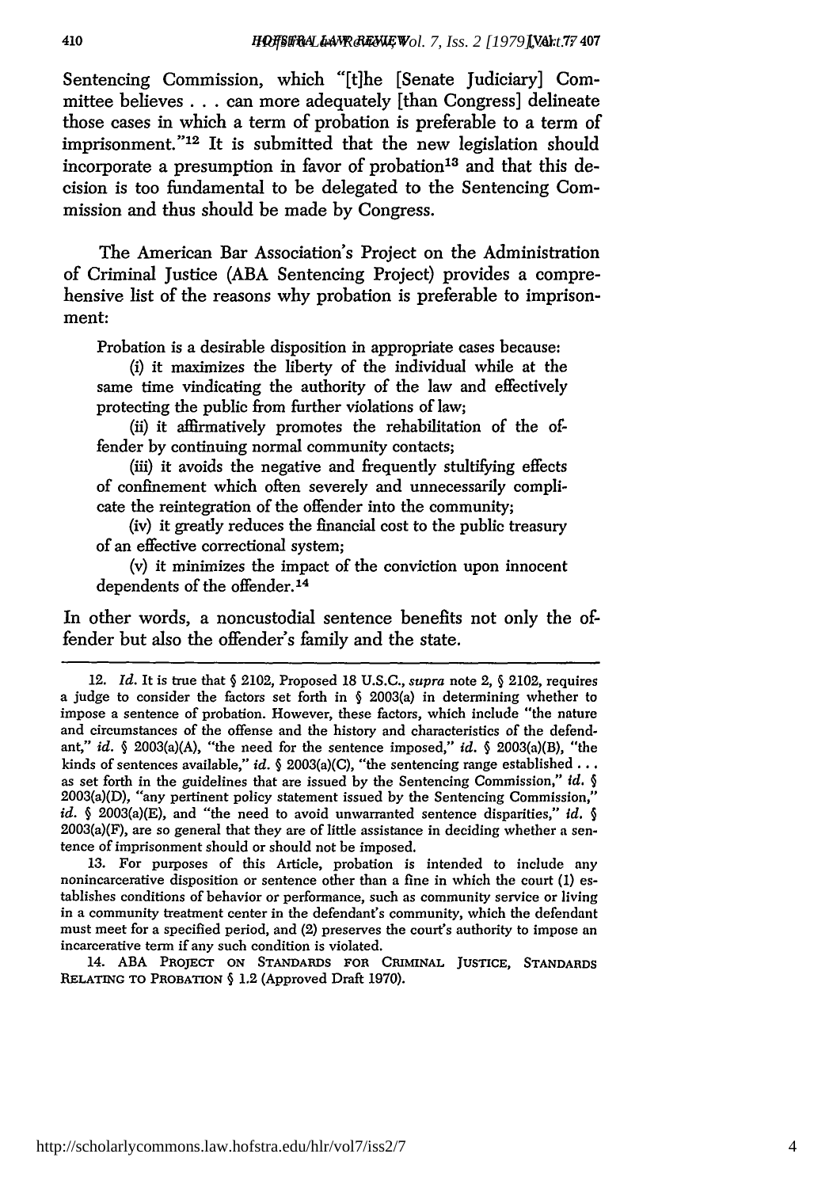Sentencing Commission, which "[t]he [Senate Judiciary] Committee believes . . . can more adequately [than Congress] delineate those cases in which a term of probation is preferable to a term of imprisonment."[12] It is submitted that the new legislation should incorporate a presumption in favor of probation[13] and that this decision is too fundamental to be delegated to the Sentencing Commission and thus should be made by Congress.

The American Bar Association's Project on the Administration of Criminal Justice (ABA Sentencing Project) provides a comprehensive list of the reasons why probation is preferable to imprisonment:

> Probation is a desirable disposition in appropriate cases because:
>
> (i) it maximizes the liberty of the individual while at the same time vindicating the authority of the law and effectively protecting the public from further violations of law;
>
> (ii) it affirmatively promotes the rehabilitation of the offender by continuing normal community contacts;
>
> (iii) it avoids the negative and frequently stultifying effects of confinement which often severely and unnecessarily complicate the reintegration of the offender into the community;
>
> (iv) it greatly reduces the financial cost to the public treasury of an effective correctional system;
>
> (v) it minimizes the impact of the conviction upon innocent dependents of the offender.[14]

In other words, a noncustodial sentence benefits not only the offender but also the offender's family and the state.

---

12. *Id.* It is true that § 2102, Proposed 18 U.S.C., *supra* note 2, § 2102, requires a judge to consider the factors set forth in § 2003(a) in determining whether to impose a sentence of probation. However, these factors, which include "the nature and circumstances of the offense and the history and characteristics of the defendant," *id.* § 2003(a)(A), "the need for the sentence imposed," *id.* § 2003(a)(B), "the kinds of sentences available," *id.* § 2003(a)(C), "the sentencing range established . . . as set forth in the guidelines that are issued by the Sentencing Commission," *id.* § 2003(a)(D), "any pertinent policy statement issued by the Sentencing Commission," *id.* § 2003(a)(E), and "the need to avoid unwarranted sentence disparities," *id.* § 2003(a)(F), are so general that they are of little assistance in deciding whether a sentence of imprisonment should or should not be imposed.

13. For purposes of this Article, probation is intended to include any nonincarcerative disposition or sentence other than a fine in which the court (1) establishes conditions of behavior or performance, such as community service or living in a community treatment center in the defendant's community, which the defendant must meet for a specified period, and (2) preserves the court's authority to impose an incarcerative term if any such condition is violated.

14. ABA PROJECT ON STANDARDS FOR CRIMINAL JUSTICE, STANDARDS RELATING TO PROBATION § 1.2 (Approved Draft 1970).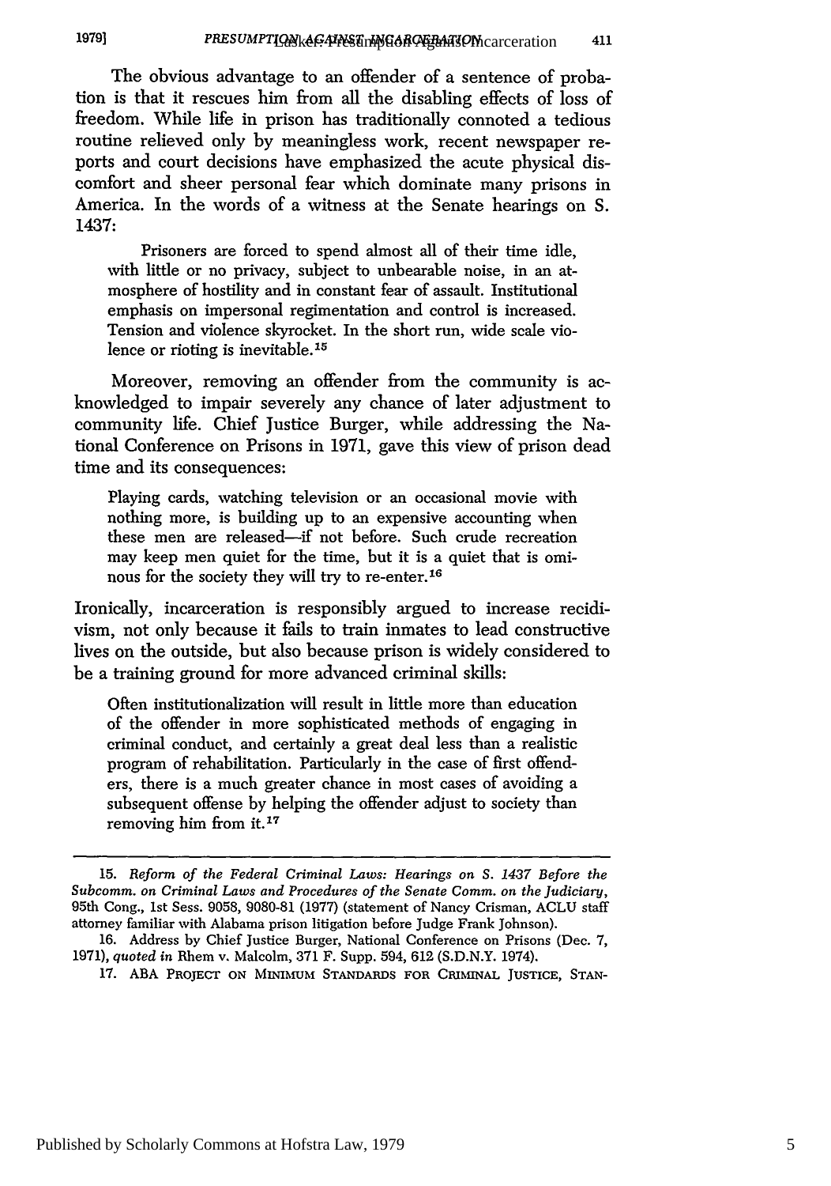The obvious advantage to an offender of a sentence of probation is that it rescues him from all the disabling effects of loss of freedom. While life in prison has traditionally connoted a tedious routine relieved only by meaningless work, recent newspaper reports and court decisions have emphasized the acute physical discomfort and sheer personal fear which dominate many prisons in America. In the words of a witness at the Senate hearings on S. 1437:

> Prisoners are forced to spend almost all of their time idle, with little or no privacy, subject to unbearable noise, in an atmosphere of hostility and in constant fear of assault. Institutional emphasis on impersonal regimentation and control is increased. Tension and violence skyrocket. In the short run, wide scale violence or rioting is inevitable.[15]

Moreover, removing an offender from the community is acknowledged to impair severely any chance of later adjustment to community life. Chief Justice Burger, while addressing the National Conference on Prisons in 1971, gave this view of prison dead time and its consequences:

> Playing cards, watching television or an occasional movie with nothing more, is building up to an expensive accounting when these men are released—if not before. Such crude recreation may keep men quiet for the time, but it is a quiet that is ominous for the society they will try to re-enter.[16]

Ironically, incarceration is responsibly argued to increase recidivism, not only because it fails to train inmates to lead constructive lives on the outside, but also because prison is widely considered to be a training ground for more advanced criminal skills:

> Often institutionalization will result in little more than education of the offender in more sophisticated methods of engaging in criminal conduct, and certainly a great deal less than a realistic program of rehabilitation. Particularly in the case of first offenders, there is a much greater chance in most cases of avoiding a subsequent offense by helping the offender adjust to society than removing him from it.[17]

---

15. *Reform of the Federal Criminal Laws: Hearings on S. 1437 Before the Subcomm. on Criminal Laws and Procedures of the Senate Comm. on the Judiciary*, 95th Cong., 1st Sess. 9058, 9080-81 (1977) (statement of Nancy Crisman, ACLU staff attorney familiar with Alabama prison litigation before Judge Frank Johnson).

16. Address by Chief Justice Burger, National Conference on Prisons (Dec. 7, 1971), *quoted in* Rhem v. Malcolm, 371 F. Supp. 594, 612 (S.D.N.Y. 1974).

17. ABA PROJECT ON MINIMUM STANDARDS FOR CRIMINAL JUSTICE, STAN-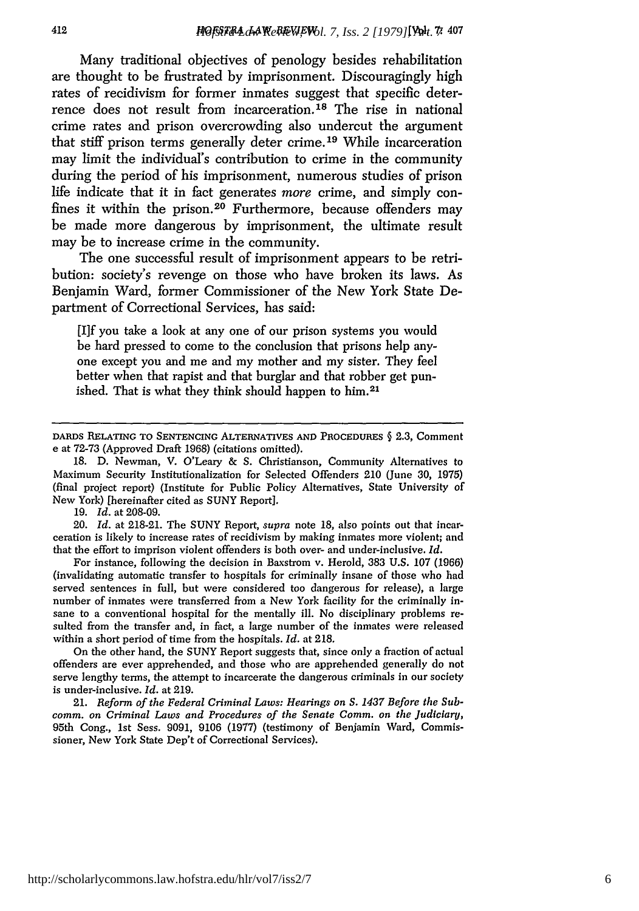Many traditional objectives of penology besides rehabilitation are thought to be frustrated by imprisonment. Discouragingly high rates of recidivism for former inmates suggest that specific deterrence does not result from incarceration.[18] The rise in national crime rates and prison overcrowding also undercut the argument that stiff prison terms generally deter crime.[19] While incarceration may limit the individual's contribution to crime in the community during the period of his imprisonment, numerous studies of prison life indicate that it in fact generates *more* crime, and simply confines it within the prison.[20] Furthermore, because offenders may be made more dangerous by imprisonment, the ultimate result may be to increase crime in the community.

The one successful result of imprisonment appears to be retribution: society's revenge on those who have broken its laws. As Benjamin Ward, former Commissioner of the New York State Department of Correctional Services, has said:

> [I]f you take a look at any one of our prison systems you would be hard pressed to come to the conclusion that prisons help anyone except you and me and my mother and my sister. They feel better when that rapist and that burglar and that robber get punished. That is what they think should happen to him.[21]

---

DARDS RELATING TO SENTENCING ALTERNATIVES AND PROCEDURES § 2.3, Comment e at 72-73 (Approved Draft 1968) (citations omitted).

18. D. Newman, V. O'Leary & S. Christianson, Community Alternatives to Maximum Security Institutionalization for Selected Offenders 210 (June 30, 1975) (final project report) (Institute for Public Policy Alternatives, State University of New York) [hereinafter cited as SUNY Report].

19. *Id.* at 208-09.

20. *Id.* at 218-21. The SUNY Report, *supra* note 18, also points out that incarceration is likely to increase rates of recidivism by making inmates more violent; and that the effort to imprison violent offenders is both over- and under-inclusive. *Id.*

For instance, following the decision in Baxstrom v. Herold, 383 U.S. 107 (1966) (invalidating automatic transfer to hospitals for criminally insane of those who had served sentences in full, but were considered too dangerous for release), a large number of inmates were transferred from a New York facility for the criminally insane to a conventional hospital for the mentally ill. No disciplinary problems resulted from the transfer and, in fact, a large number of the inmates were released within a short period of time from the hospitals. *Id.* at 218.

On the other hand, the SUNY Report suggests that, since only a fraction of actual offenders are ever apprehended, and those who are apprehended generally do not serve lengthy terms, the attempt to incarcerate the dangerous criminals in our society is under-inclusive. *Id.* at 219.

21. *Reform of the Federal Criminal Laws: Hearings on S. 1437 Before the Subcomm. on Criminal Laws and Procedures of the Senate Comm. on the Judiciary*, 95th Cong., 1st Sess. 9091, 9106 (1977) (testimony of Benjamin Ward, Commissioner, New York State Dep't of Correctional Services).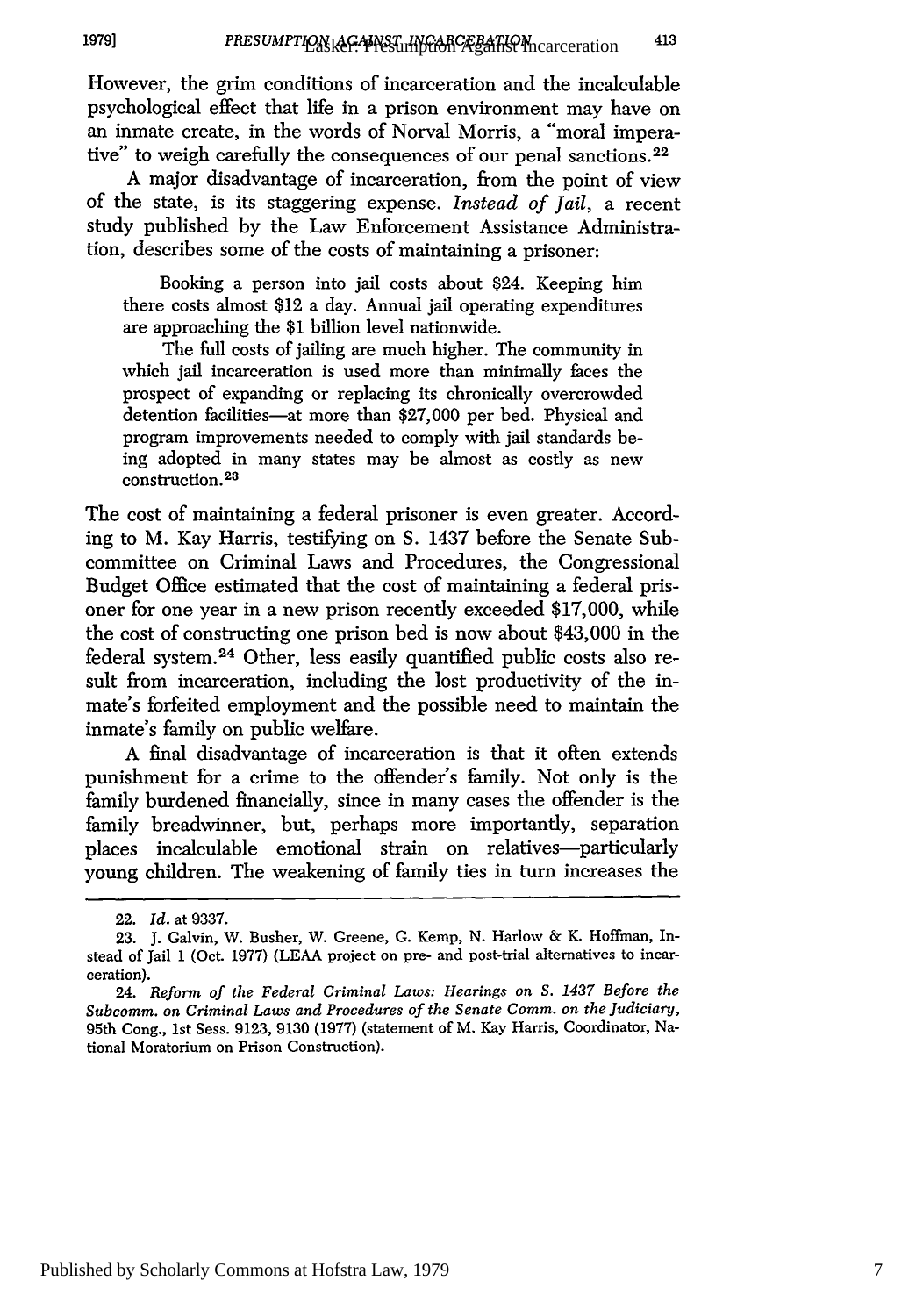However, the grim conditions of incarceration and the incalculable psychological effect that life in a prison environment may have on an inmate create, in the words of Norval Morris, a "moral imperative" to weigh carefully the consequences of our penal sanctions.[22]

A major disadvantage of incarceration, from the point of view of the state, is its staggering expense. *Instead of Jail*, a recent study published by the Law Enforcement Assistance Administration, describes some of the costs of maintaining a prisoner:

> Booking a person into jail costs about $24. Keeping him there costs almost $12 a day. Annual jail operating expenditures are approaching the $1 billion level nationwide.
>
> The full costs of jailing are much higher. The community in which jail incarceration is used more than minimally faces the prospect of expanding or replacing its chronically overcrowded detention facilities—at more than $27,000 per bed. Physical and program improvements needed to comply with jail standards being adopted in many states may be almost as costly as new construction.[23]

The cost of maintaining a federal prisoner is even greater. According to M. Kay Harris, testifying on S. 1437 before the Senate Subcommittee on Criminal Laws and Procedures, the Congressional Budget Office estimated that the cost of maintaining a federal prisoner for one year in a new prison recently exceeded $17,000, while the cost of constructing one prison bed is now about $43,000 in the federal system.[24] Other, less easily quantified public costs also result from incarceration, including the lost productivity of the inmate's forfeited employment and the possible need to maintain the inmate's family on public welfare.

A final disadvantage of incarceration is that it often extends punishment for a crime to the offender's family. Not only is the family burdened financially, since in many cases the offender is the family breadwinner, but, perhaps more importantly, separation places incalculable emotional strain on relatives—particularly young children. The weakening of family ties in turn increases the

---

22. *Id.* at 9337.

23. J. Galvin, W. Busher, W. Greene, G. Kemp, N. Harlow & K. Hoffman, Instead of Jail 1 (Oct. 1977) (LEAA project on pre- and post-trial alternatives to incarceration).

24. *Reform of the Federal Criminal Laws: Hearings on S. 1437 Before the Subcomm. on Criminal Laws and Procedures of the Senate Comm. on the Judiciary*, 95th Cong., 1st Sess. 9123, 9130 (1977) (statement of M. Kay Harris, Coordinator, National Moratorium on Prison Construction).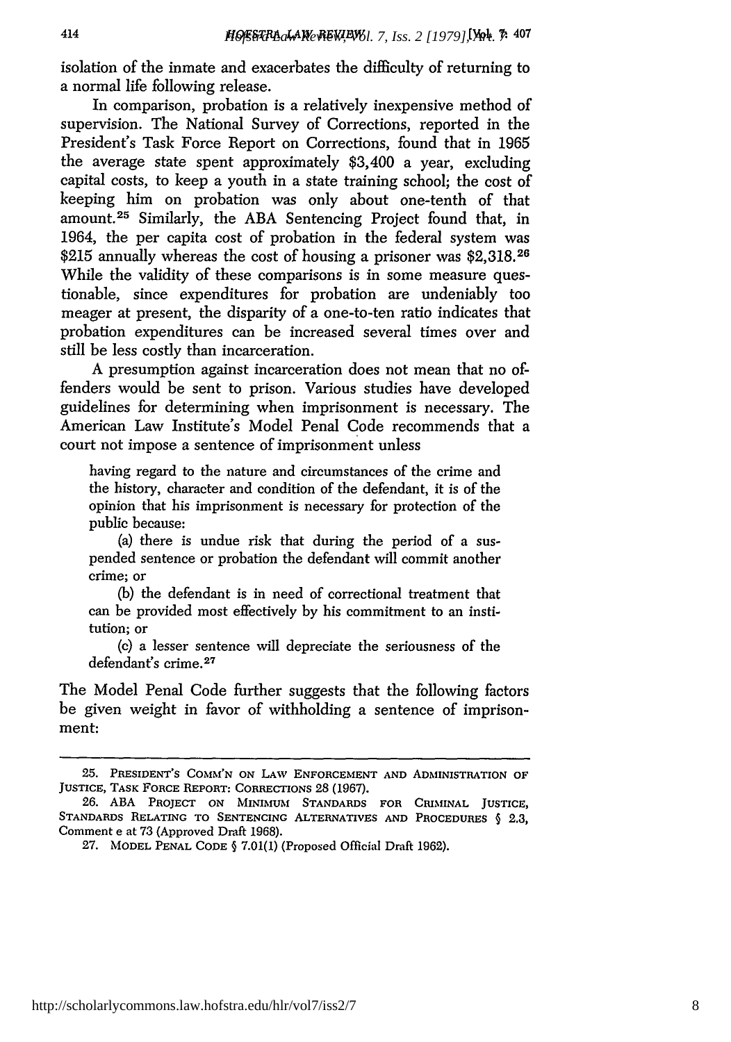isolation of the inmate and exacerbates the difficulty of returning to a normal life following release.

In comparison, probation is a relatively inexpensive method of supervision. The National Survey of Corrections, reported in the President's Task Force Report on Corrections, found that in 1965 the average state spent approximately $3,400 a year, excluding capital costs, to keep a youth in a state training school; the cost of keeping him on probation was only about one-tenth of that amount.[25] Similarly, the ABA Sentencing Project found that, in 1964, the per capita cost of probation in the federal system was $215 annually whereas the cost of housing a prisoner was $2,318.[26] While the validity of these comparisons is in some measure questionable, since expenditures for probation are undeniably too meager at present, the disparity of a one-to-ten ratio indicates that probation expenditures can be increased several times over and still be less costly than incarceration.

A presumption against incarceration does not mean that no offenders would be sent to prison. Various studies have developed guidelines for determining when imprisonment is necessary. The American Law Institute's Model Penal Code recommends that a court not impose a sentence of imprisonment unless

> having regard to the nature and circumstances of the crime and the history, character and condition of the defendant, it is of the opinion that his imprisonment is necessary for protection of the public because:
>
> (a) there is undue risk that during the period of a suspended sentence or probation the defendant will commit another crime; or
>
> (b) the defendant is in need of correctional treatment that can be provided most effectively by his commitment to an institution; or
>
> (c) a lesser sentence will depreciate the seriousness of the defendant's crime.[27]

The Model Penal Code further suggests that the following factors be given weight in favor of withholding a sentence of imprisonment:

---

25. PRESIDENT'S COMM'N ON LAW ENFORCEMENT AND ADMINISTRATION OF JUSTICE, TASK FORCE REPORT: CORRECTIONS 28 (1967).

26. ABA PROJECT ON MINIMUM STANDARDS FOR CRIMINAL JUSTICE, STANDARDS RELATING TO SENTENCING ALTERNATIVES AND PROCEDURES § 2.3, Comment e at 73 (Approved Draft 1968).

27. MODEL PENAL CODE § 7.01(1) (Proposed Official Draft 1962).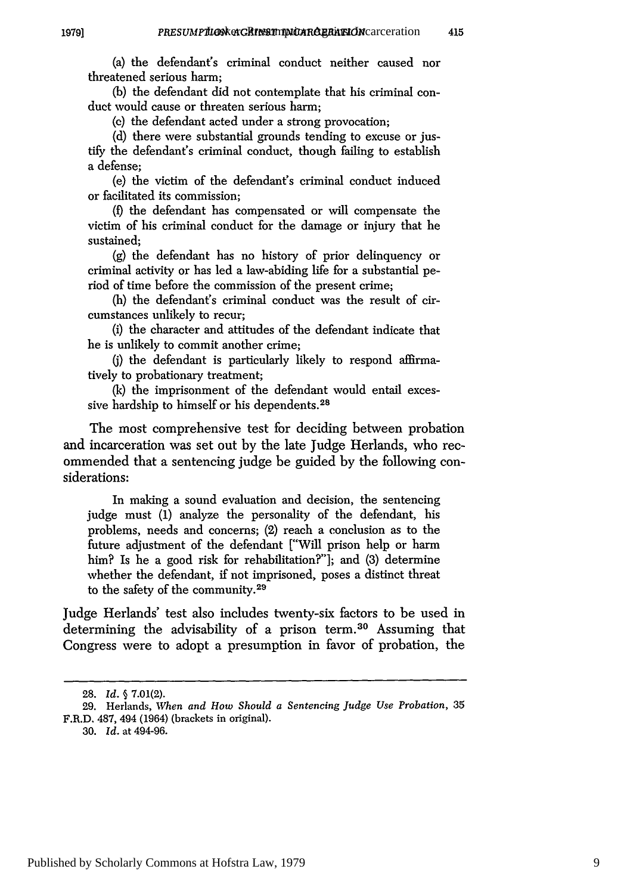(a) the defendant's criminal conduct neither caused nor threatened serious harm;

(b) the defendant did not contemplate that his criminal conduct would cause or threaten serious harm;

(c) the defendant acted under a strong provocation;

(d) there were substantial grounds tending to excuse or justify the defendant's criminal conduct, though failing to establish a defense;

(e) the victim of the defendant's criminal conduct induced or facilitated its commission;

(f) the defendant has compensated or will compensate the victim of his criminal conduct for the damage or injury that he sustained;

(g) the defendant has no history of prior delinquency or criminal activity or has led a law-abiding life for a substantial period of time before the commission of the present crime;

(h) the defendant's criminal conduct was the result of circumstances unlikely to recur;

(i) the character and attitudes of the defendant indicate that he is unlikely to commit another crime;

(j) the defendant is particularly likely to respond affirmatively to probationary treatment;

(k) the imprisonment of the defendant would entail excessive hardship to himself or his dependents.[28]

The most comprehensive test for deciding between probation and incarceration was set out by the late Judge Herlands, who recommended that a sentencing judge be guided by the following considerations:

> In making a sound evaluation and decision, the sentencing judge must (1) analyze the personality of the defendant, his problems, needs and concerns; (2) reach a conclusion as to the future adjustment of the defendant ["Will prison help or harm him? Is he a good risk for rehabilitation?"]; and (3) determine whether the defendant, if not imprisoned, poses a distinct threat to the safety of the community.[29]

Judge Herlands' test also includes twenty-six factors to be used in determining the advisability of a prison term.[30] Assuming that Congress were to adopt a presumption in favor of probation, the

---

28. *Id.* § 7.01(2).

29. Herlands, *When and How Should a Sentencing Judge Use Probation*, 35 F.R.D. 487, 494 (1964) (brackets in original).

30. *Id.* at 494-96.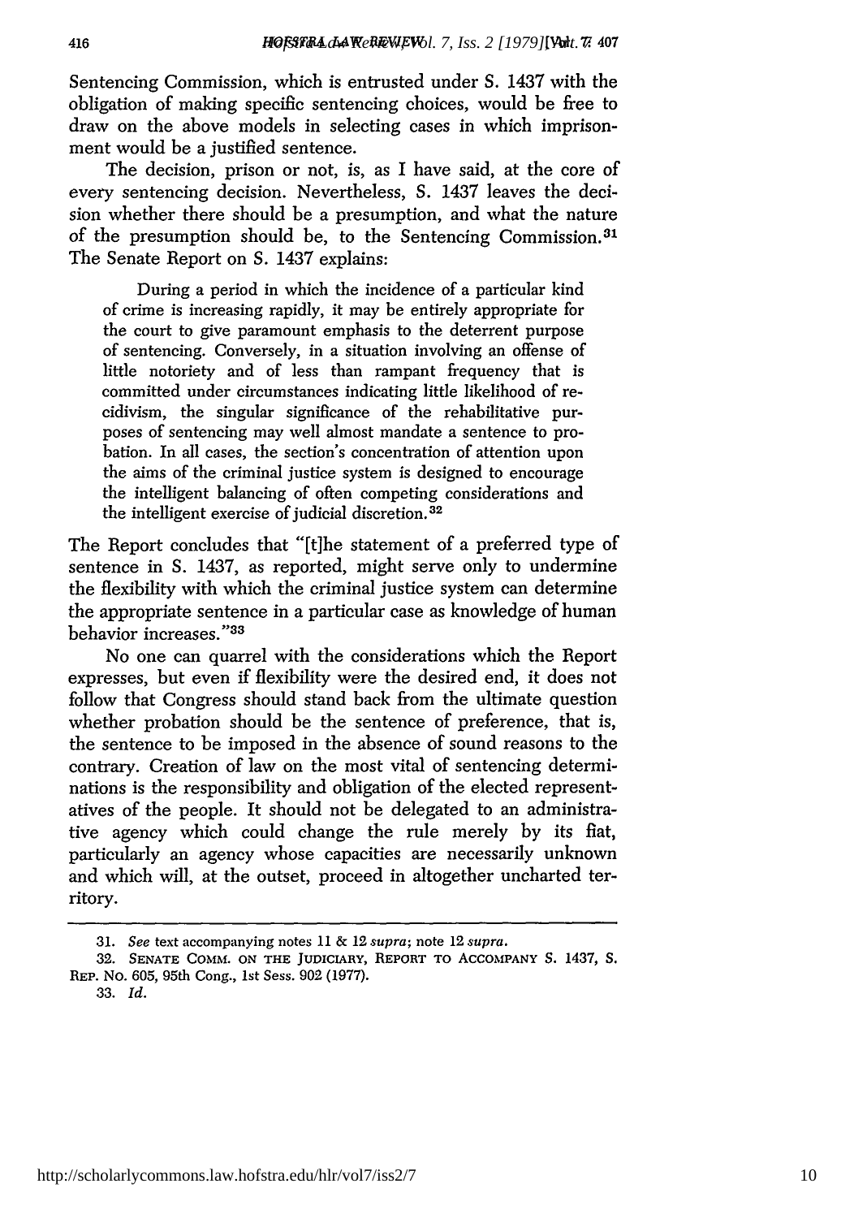Sentencing Commission, which is entrusted under S. 1437 with the obligation of making specific sentencing choices, would be free to draw on the above models in selecting cases in which imprisonment would be a justified sentence.

The decision, prison or not, is, as I have said, at the core of every sentencing decision. Nevertheless, S. 1437 leaves the decision whether there should be a presumption, and what the nature of the presumption should be, to the Sentencing Commission.[31] The Senate Report on S. 1437 explains:

> During a period in which the incidence of a particular kind of crime is increasing rapidly, it may be entirely appropriate for the court to give paramount emphasis to the deterrent purpose of sentencing. Conversely, in a situation involving an offense of little notoriety and of less than rampant frequency that is committed under circumstances indicating little likelihood of recidivism, the singular significance of the rehabilitative purposes of sentencing may well almost mandate a sentence to probation. In all cases, the section's concentration of attention upon the aims of the criminal justice system is designed to encourage the intelligent balancing of often competing considerations and the intelligent exercise of judicial discretion.[32]

The Report concludes that "[t]he statement of a preferred type of sentence in S. 1437, as reported, might serve only to undermine the flexibility with which the criminal justice system can determine the appropriate sentence in a particular case as knowledge of human behavior increases."[33]

No one can quarrel with the considerations which the Report expresses, but even if flexibility were the desired end, it does not follow that Congress should stand back from the ultimate question whether probation should be the sentence of preference, that is, the sentence to be imposed in the absence of sound reasons to the contrary. Creation of law on the most vital of sentencing determinations is the responsibility and obligation of the elected representatives of the people. It should not be delegated to an administrative agency which could change the rule merely by its fiat, particularly an agency whose capacities are necessarily unknown and which will, at the outset, proceed in altogether uncharted territory.

---

31. *See* text accompanying notes 11 & 12 *supra*; note 12 *supra*.

32. SENATE COMM. ON THE JUDICIARY, REPORT TO ACCOMPANY S. 1437, S. REP. NO. 605, 95th Cong., 1st Sess. 902 (1977).

33. *Id.*